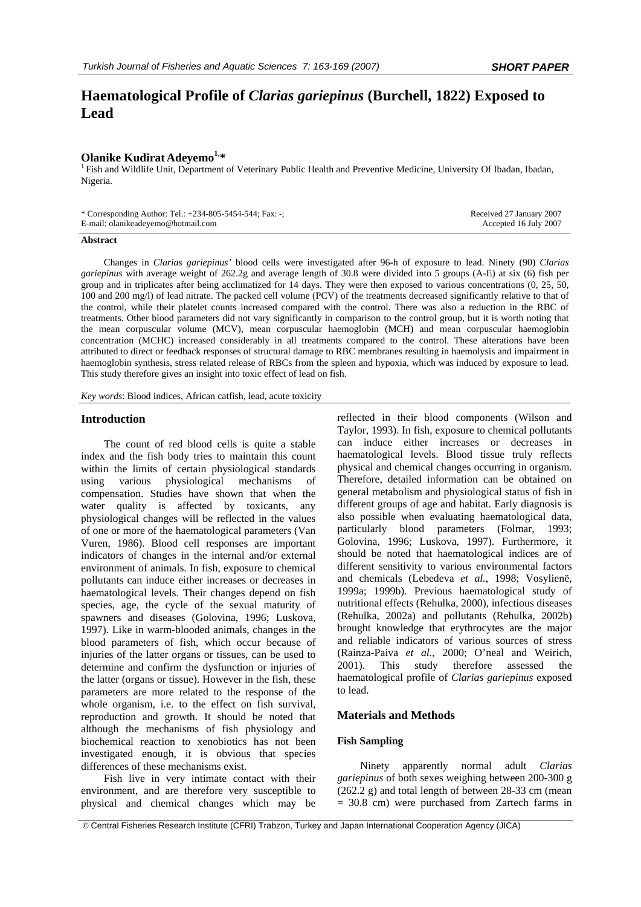# Haematological Profile of *Clarias gariepinus* (Burchell, 1822) Exposed to Lead

**Olanike Kudirat Adeyemo[1,*]**

[1] Fish and Wildlife Unit, Department of Veterinary Public Health and Preventive Medicine, University Of Ibadan, Ibadan, Nigeria.

\* Corresponding Author: Tel.: +234-805-5454-544; Fax: -;
E-mail: olanikeadeyemo@hotmail.com

Received 27 January 2007
Accepted 16 July 2007

## Abstract

Changes in *Clarias gariepinus'* blood cells were investigated after 96-h of exposure to lead. Ninety (90) *Clarias gariepinus* with average weight of 262.2g and average length of 30.8 were divided into 5 groups (A-E) at six (6) fish per group and in triplicates after being acclimatized for 14 days. They were then exposed to various concentrations (0, 25, 50, 100 and 200 mg/l) of lead nitrate. The packed cell volume (PCV) of the treatments decreased significantly relative to that of the control, while their platelet counts increased compared with the control. There was also a reduction in the RBC of treatments. Other blood parameters did not vary significantly in comparison to the control group, but it is worth noting that the mean corpuscular volume (MCV), mean corpuscular haemoglobin (MCH) and mean corpuscular haemoglobin concentration (MCHC) increased considerably in all treatments compared to the control. These alterations have been attributed to direct or feedback responses of structural damage to RBC membranes resulting in haemolysis and impairment in haemoglobin synthesis, stress related release of RBCs from the spleen and hypoxia, which was induced by exposure to lead. This study therefore gives an insight into toxic effect of lead on fish.

*Key words*: Blood indices, African catfish, lead, acute toxicity

## Introduction

The count of red blood cells is quite a stable index and the fish body tries to maintain this count within the limits of certain physiological standards using various physiological mechanisms of compensation. Studies have shown that when the water quality is affected by toxicants, any physiological changes will be reflected in the values of one or more of the haematological parameters (Van Vuren, 1986). Blood cell responses are important indicators of changes in the internal and/or external environment of animals. In fish, exposure to chemical pollutants can induce either increases or decreases in haematological levels. Their changes depend on fish species, age, the cycle of the sexual maturity of spawners and diseases (Golovina, 1996; Luskova, 1997). Like in warm-blooded animals, changes in the blood parameters of fish, which occur because of injuries of the latter organs or tissues, can be used to determine and confirm the dysfunction or injuries of the latter (organs or tissue). However in the fish, these parameters are more related to the response of the whole organism, i.e. to the effect on fish survival, reproduction and growth. It should be noted that although the mechanisms of fish physiology and biochemical reaction to xenobiotics has not been investigated enough, it is obvious that species differences of these mechanisms exist.

Fish live in very intimate contact with their environment, and are therefore very susceptible to physical and chemical changes which may be reflected in their blood components (Wilson and Taylor, 1993). In fish, exposure to chemical pollutants can induce either increases or decreases in haematological levels. Blood tissue truly reflects physical and chemical changes occurring in organism. Therefore, detailed information can be obtained on general metabolism and physiological status of fish in different groups of age and habitat. Early diagnosis is also possible when evaluating haematological data, particularly blood parameters (Folmar, 1993; Golovina, 1996; Luskova, 1997). Furthermore, it should be noted that haematological indices are of different sensitivity to various environmental factors and chemicals (Lebedeva *et al.*, 1998; Vosylienë, 1999a; 1999b). Previous haematological study of nutritional effects (Rehulka, 2000), infectious diseases (Rehulka, 2002a) and pollutants (Rehulka, 2002b) brought knowledge that erythrocytes are the major and reliable indicators of various sources of stress (Rainza-Paiva *et al.*, 2000; O'neal and Weirich, 2001). This study therefore assessed the haematological profile of *Clarias gariepinus* exposed to lead.

## Materials and Methods

### Fish Sampling

Ninety apparently normal adult *Clarias gariepinus* of both sexes weighing between 200-300 g (262.2 g) and total length of between 28-33 cm (mean = 30.8 cm) were purchased from Zartech farms in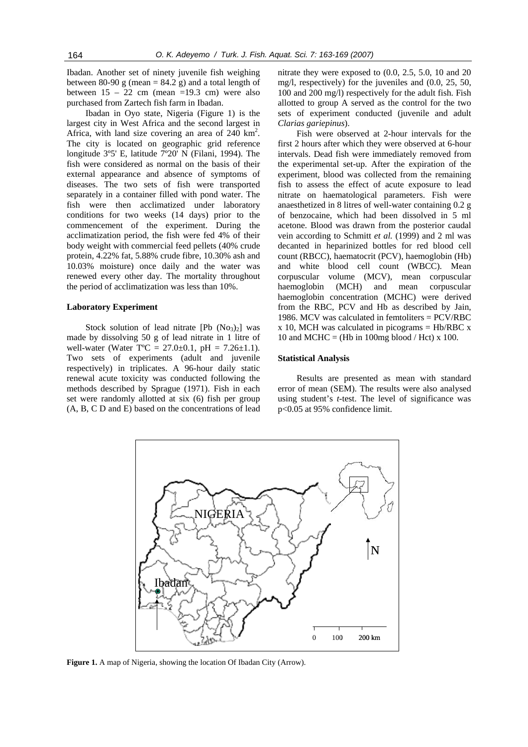Ibadan. Another set of ninety juvenile fish weighing between 80-90 g (mean = 84.2 g) and a total length of between 15 – 22 cm (mean =19.3 cm) were also purchased from Zartech fish farm in Ibadan.

Ibadan in Oyo state, Nigeria (Figure 1) is the largest city in West Africa and the second largest in Africa, with land size covering an area of 240 $km^2$. The city is located on geographic grid reference longitude 3º5' E, latitude 7º20' N (Filani, 1994). The fish were considered as normal on the basis of their external appearance and absence of symptoms of diseases. The two sets of fish were transported separately in a container filled with pond water. The fish were then acclimatized under laboratory conditions for two weeks (14 days) prior to the commencement of the experiment. During the acclimatization period, the fish were fed 4% of their body weight with commercial feed pellets (40% crude protein, 4.22% fat, 5.88% crude fibre, 10.30% ash and 10.03% moisture) once daily and the water was renewed every other day. The mortality throughout the period of acclimatization was less than 10%.

### Laboratory Experiment

Stock solution of lead nitrate [$Pb(No_3)_2$] was made by dissolving 50 g of lead nitrate in 1 litre of well-water (Water TºC = 27.0±0.1, pH = 7.26±1.1). Two sets of experiments (adult and juvenile respectively) in triplicates. A 96-hour daily static renewal acute toxicity was conducted following the methods described by Sprague (1971). Fish in each set were randomly allotted at six (6) fish per group (A, B, C D and E) based on the concentrations of lead nitrate they were exposed to (0.0, 2.5, 5.0, 10 and 20 mg/l, respectively) for the juveniles and (0.0, 25, 50, 100 and 200 mg/l) respectively for the adult fish. Fish allotted to group A served as the control for the two sets of experiment conducted (juvenile and adult *Clarias gariepinus*).

Fish were observed at 2-hour intervals for the first 2 hours after which they were observed at 6-hour intervals. Dead fish were immediately removed from the experimental set-up. After the expiration of the experiment, blood was collected from the remaining fish to assess the effect of acute exposure to lead nitrate on haematological parameters. Fish were anaesthetized in 8 litres of well-water containing 0.2 g of benzocaine, which had been dissolved in 5 ml acetone. Blood was drawn from the posterior caudal vein according to Schmitt *et al.* (1999) and 2 ml was decanted in heparinized bottles for red blood cell count (RBCC), haematocrit (PCV), haemoglobin (Hb) and white blood cell count (WBCC). Mean corpuscular volume (MCV), mean corpuscular haemoglobin (MCH) and mean corpuscular haemoglobin concentration (MCHC) were derived from the RBC, PCV and Hb as described by Jain, 1986. MCV was calculated in femtoliters = PCV/RBC x 10, MCH was calculated in picograms = Hb/RBC x 10 and MCHC = (Hb in 100mg blood / Hct) x 100.

### Statistical Analysis

Results are presented as mean with standard error of mean (SEM). The results were also analysed using student's *t*-test. The level of significance was $p<0.05$ at 95% confidence limit.

**Figure 1.** A map of Nigeria, showing the location Of Ibadan City (Arrow).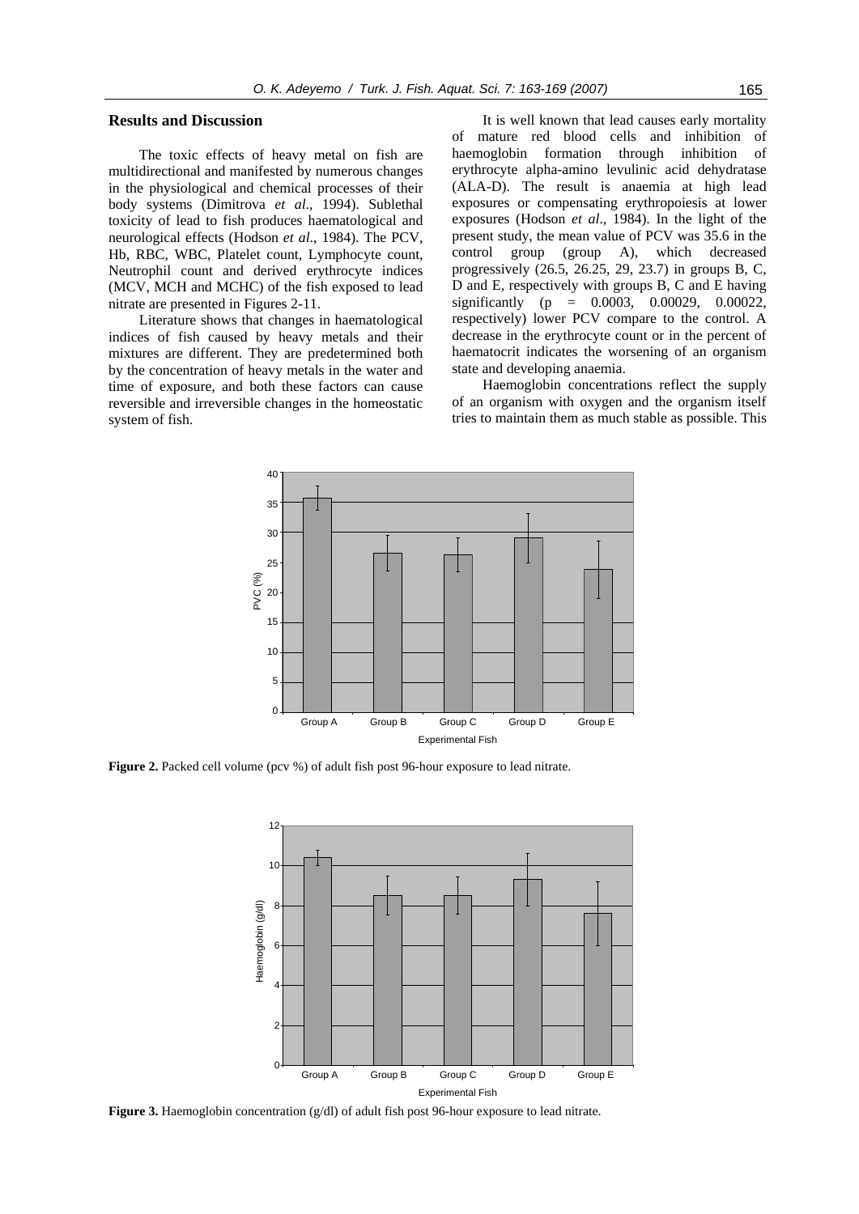## Results and Discussion

The toxic effects of heavy metal on fish are multidirectional and manifested by numerous changes in the physiological and chemical processes of their body systems (Dimitrova *et al*., 1994). Sublethal toxicity of lead to fish produces haematological and neurological effects (Hodson *et al*., 1984). The PCV, Hb, RBC, WBC, Platelet count, Lymphocyte count, Neutrophil count and derived erythrocyte indices (MCV, MCH and MCHC) of the fish exposed to lead nitrate are presented in Figures 2-11.

Literature shows that changes in haematological indices of fish caused by heavy metals and their mixtures are different. They are predetermined both by the concentration of heavy metals in the water and time of exposure, and both these factors can cause reversible and irreversible changes in the homeostatic system of fish.

It is well known that lead causes early mortality of mature red blood cells and inhibition of haemoglobin formation through inhibition of erythrocyte alpha-amino levulinic acid dehydratase (ALA-D). The result is anaemia at high lead exposures or compensating erythropoiesis at lower exposures (Hodson *et al*., 1984). In the light of the present study, the mean value of PCV was 35.6 in the control group (group A), which decreased progressively (26.5, 26.25, 29, 23.7) in groups B, C, D and E, respectively with groups B, C and E having significantly ($p$ = 0.0003, 0.00029, 0.00022, respectively) lower PCV compare to the control. A decrease in the erythrocyte count or in the percent of haematocrit indicates the worsening of an organism state and developing anaemia.

Haemoglobin concentrations reflect the supply of an organism with oxygen and the organism itself tries to maintain them as much stable as possible. This

**Figure 2.** Packed cell volume (pcv %) of adult fish post 96-hour exposure to lead nitrate.

**Figure 3.** Haemoglobin concentration (g/dl) of adult fish post 96-hour exposure to lead nitrate.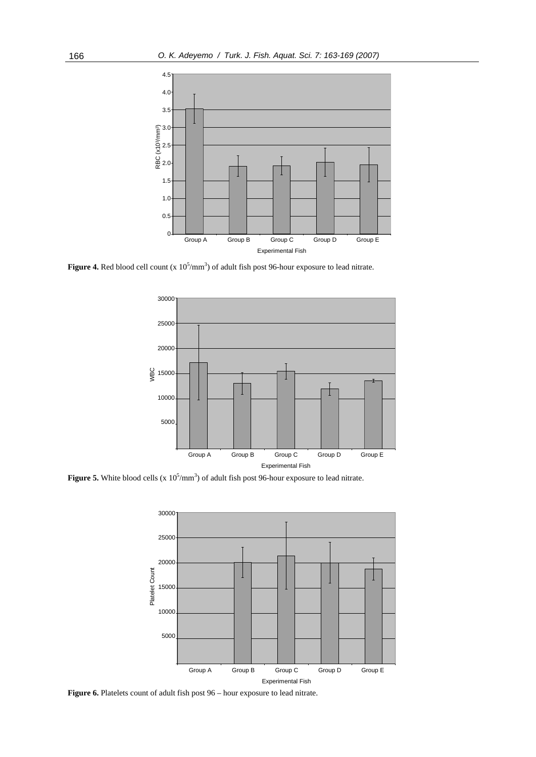**Figure 4.** Red blood cell count (x $10^5$/mm$^3$) of adult fish post 96-hour exposure to lead nitrate.

**Figure 5.** White blood cells (x $10^5$/mm$^3$) of adult fish post 96-hour exposure to lead nitrate.

**Figure 6.** Platelets count of adult fish post 96 – hour exposure to lead nitrate.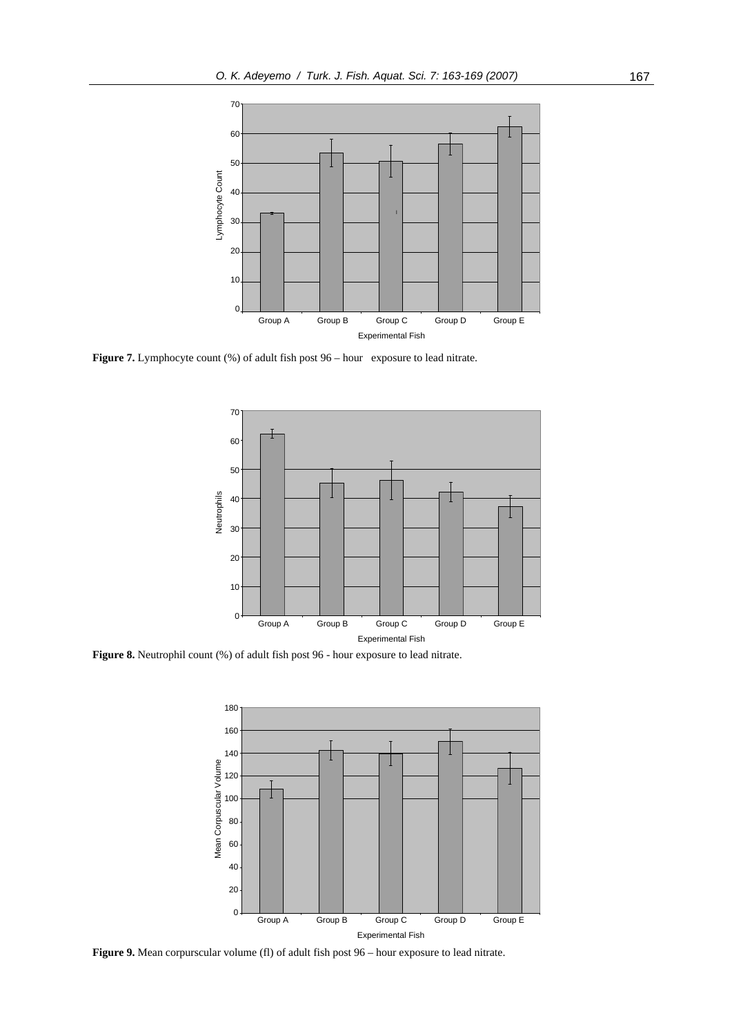**Figure 7.** Lymphocyte count (%) of adult fish post 96 – hour exposure to lead nitrate.

**Figure 8.** Neutrophil count (%) of adult fish post 96 - hour exposure to lead nitrate.

**Figure 9.** Mean corpurscular volume (fl) of adult fish post 96 – hour exposure to lead nitrate.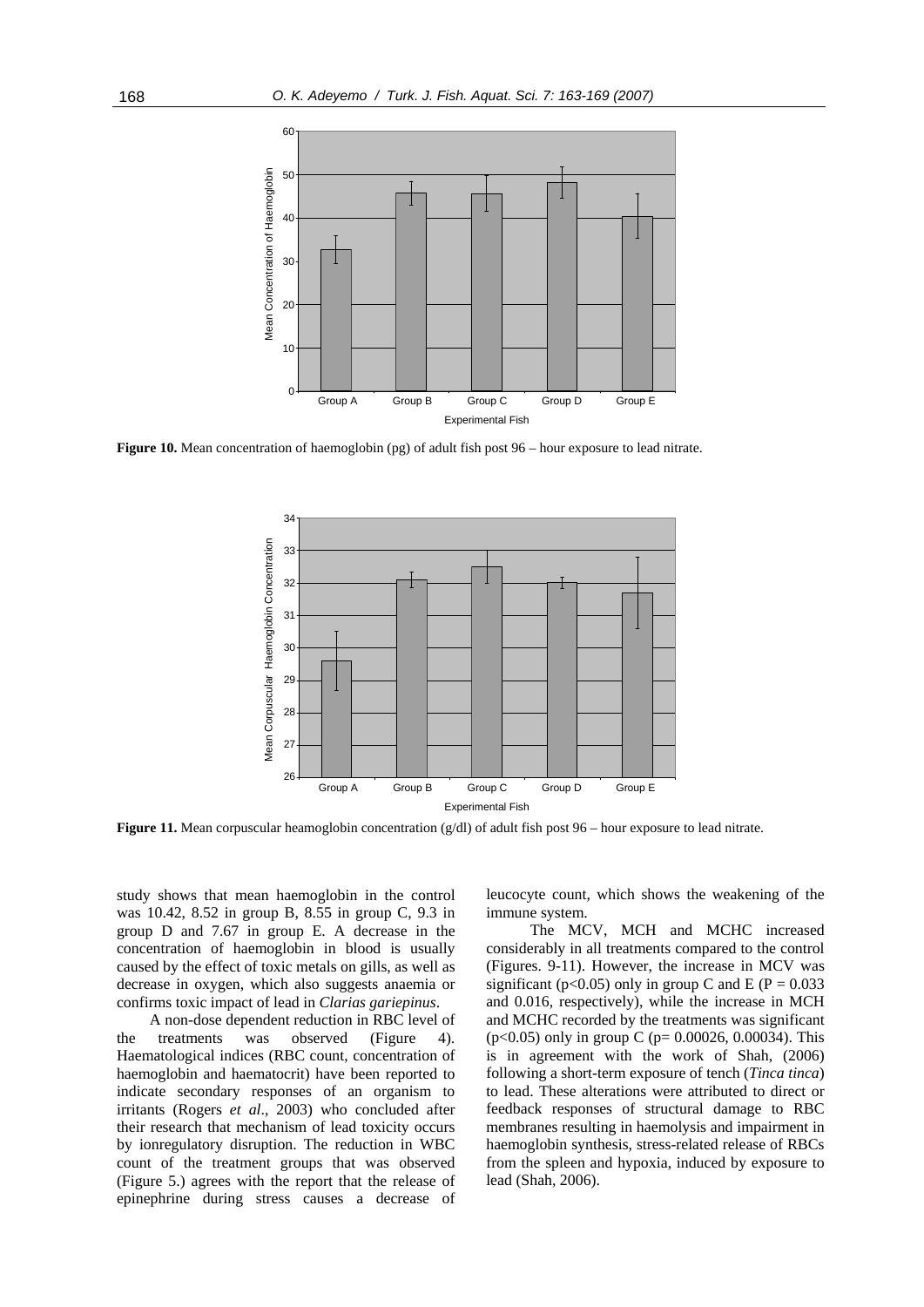**Figure 10.** Mean concentration of haemoglobin (pg) of adult fish post 96 – hour exposure to lead nitrate.

**Figure 11.** Mean corpuscular heamoglobin concentration (g/dl) of adult fish post 96 – hour exposure to lead nitrate.

study shows that mean haemoglobin in the control was 10.42, 8.52 in group B, 8.55 in group C, 9.3 in group D and 7.67 in group E. A decrease in the concentration of haemoglobin in blood is usually caused by the effect of toxic metals on gills, as well as decrease in oxygen, which also suggests anaemia or confirms toxic impact of lead in *Clarias gariepinus*.

A non-dose dependent reduction in RBC level of the treatments was observed (Figure 4). Haematological indices (RBC count, concentration of haemoglobin and haematocrit) have been reported to indicate secondary responses of an organism to irritants (Rogers *et al*., 2003) who concluded after their research that mechanism of lead toxicity occurs by ionregulatory disruption. The reduction in WBC count of the treatment groups that was observed (Figure 5.) agrees with the report that the release of epinephrine during stress causes a decrease of leucocyte count, which shows the weakening of the immune system.

The MCV, MCH and MCHC increased considerably in all treatments compared to the control (Figures. 9-11). However, the increase in MCV was significant ($p<0.05$) only in group C and E ($P = 0.033$ and 0.016, respectively), while the increase in MCH and MCHC recorded by the treatments was significant ($p<0.05$) only in group C ($p= 0.00026, 0.00034$). This is in agreement with the work of Shah, (2006) following a short-term exposure of tench (*Tinca tinca*) to lead. These alterations were attributed to direct or feedback responses of structural damage to RBC membranes resulting in haemolysis and impairment in haemoglobin synthesis, stress-related release of RBCs from the spleen and hypoxia, induced by exposure to lead (Shah, 2006).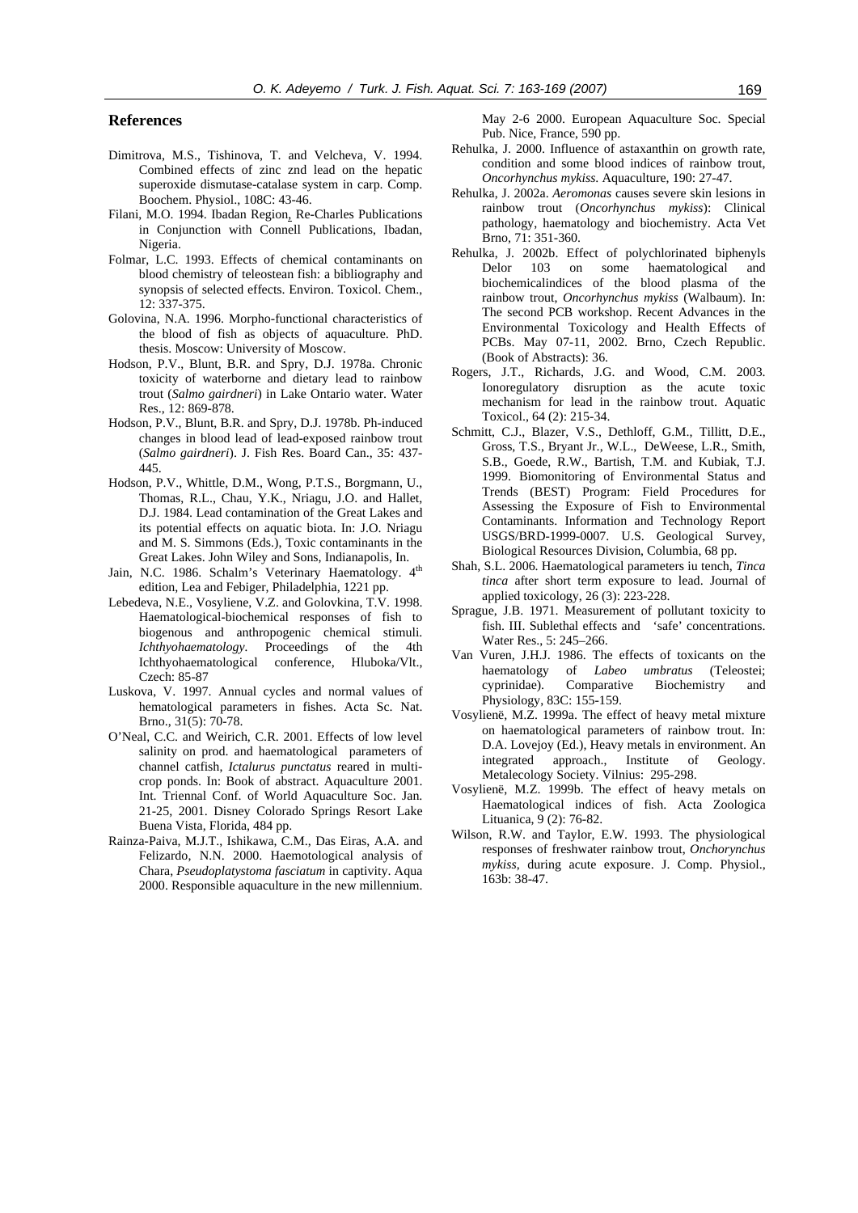## References

Dimitrova, M.S., Tishinova, T. and Velcheva, V. 1994. Combined effects of zinc znd lead on the hepatic superoxide dismutase-catalase system in carp. Comp. Boochem. Physiol., 108C: 43-46.

Filani, M.O. 1994. Ibadan Region, Re-Charles Publications in Conjunction with Connell Publications, Ibadan, Nigeria.

Folmar, L.C. 1993. Effects of chemical contaminants on blood chemistry of teleostean fish: a bibliography and synopsis of selected effects. Environ. Toxicol. Chem., 12: 337-375.

Golovina, N.A. 1996. Morpho-functional characteristics of the blood of fish as objects of aquaculture. PhD. thesis. Moscow: University of Moscow.

Hodson, P.V., Blunt, B.R. and Spry, D.J. 1978a. Chronic toxicity of waterborne and dietary lead to rainbow trout (*Salmo gairdneri*) in Lake Ontario water. Water Res., 12: 869-878.

Hodson, P.V., Blunt, B.R. and Spry, D.J. 1978b. Ph-induced changes in blood lead of lead-exposed rainbow trout (*Salmo gairdneri*). J. Fish Res. Board Can., 35: 437-445.

Hodson, P.V., Whittle, D.M., Wong, P.T.S., Borgmann, U., Thomas, R.L., Chau, Y.K., Nriagu, J.O. and Hallet, D.J. 1984. Lead contamination of the Great Lakes and its potential effects on aquatic biota. In: J.O. Nriagu and M. S. Simmons (Eds.), Toxic contaminants in the Great Lakes. John Wiley and Sons, Indianapolis, In.

Jain, N.C. 1986. Schalm's Veterinary Haematology. 4th edition, Lea and Febiger, Philadelphia, 1221 pp.

Lebedeva, N.E., Vosyliene, V.Z. and Golovkina, T.V. 1998. Haematological-biochemical responses of fish to biogenous and anthropogenic chemical stimuli. *Ichthyohaematology.* Proceedings of the 4th Ichthyohaematological conference, Hluboka/Vlt., Czech: 85-87

Luskova, V. 1997. Annual cycles and normal values of hematological parameters in fishes. Acta Sc. Nat. Brno., 31(5): 70-78.

O'Neal, C.C. and Weirich, C.R. 2001. Effects of low level salinity on prod. and haematological parameters of channel catfish, *Ictalurus punctatus* reared in multi-crop ponds. In: Book of abstract. Aquaculture 2001. Int. Triennal Conf. of World Aquaculture Soc. Jan. 21-25, 2001. Disney Colorado Springs Resort Lake Buena Vista, Florida, 484 pp.

Rainza-Paiva, M.J.T., Ishikawa, C.M., Das Eiras, A.A. and Felizardo, N.N. 2000. Haemotological analysis of Chara, *Pseudoplatystoma fasciatum* in captivity. Aqua 2000. Responsible aquaculture in the new millennium. May 2-6 2000. European Aquaculture Soc. Special Pub. Nice, France, 590 pp.

Rehulka, J. 2000. Influence of astaxanthin on growth rate, condition and some blood indices of rainbow trout, *Oncorhynchus mykiss*. Aquaculture, 190: 27-47.

Rehulka, J. 2002a. *Aeromonas* causes severe skin lesions in rainbow trout (*Oncorhynchus mykiss*): Clinical pathology, haematology and biochemistry. Acta Vet Brno, 71: 351-360.

Rehulka, J. 2002b. Effect of polychlorinated biphenyls Delor 103 on some haematological and biochemicalindices of the blood plasma of the rainbow trout, *Oncorhynchus mykiss* (Walbaum). In: The second PCB workshop. Recent Advances in the Environmental Toxicology and Health Effects of PCBs. May 07-11, 2002. Brno, Czech Republic. (Book of Abstracts): 36.

Rogers, J.T., Richards, J.G. and Wood, C.M. 2003. Ionoregulatory disruption as the acute toxic mechanism for lead in the rainbow trout. Aquatic Toxicol., 64 (2): 215-34.

Schmitt, C.J., Blazer, V.S., Dethloff, G.M., Tillitt, D.E., Gross, T.S., Bryant Jr., W.L., DeWeese, L.R., Smith, S.B., Goede, R.W., Bartish, T.M. and Kubiak, T.J. 1999. Biomonitoring of Environmental Status and Trends (BEST) Program: Field Procedures for Assessing the Exposure of Fish to Environmental Contaminants. Information and Technology Report USGS/BRD-1999-0007. U.S. Geological Survey, Biological Resources Division, Columbia, 68 pp.

Shah, S.L. 2006. Haematological parameters iu tench, *Tinca tinca* after short term exposure to lead. Journal of applied toxicology, 26 (3): 223-228.

Sprague, J.B. 1971. Measurement of pollutant toxicity to fish. III. Sublethal effects and 'safe' concentrations. Water Res., 5: 245–266.

Van Vuren, J.H.J. 1986. The effects of toxicants on the haematology of *Labeo umbratus* (Teleostei; cyprinidae). Comparative Biochemistry and Physiology, 83C: 155-159.

Vosylienë, M.Z. 1999a. The effect of heavy metal mixture on haematological parameters of rainbow trout. In: D.A. Lovejoy (Ed.), Heavy metals in environment. An integrated approach., Institute of Geology. Metalecology Society. Vilnius: 295-298.

Vosylienë, M.Z. 1999b. The effect of heavy metals on Haematological indices of fish. Acta Zoologica Lituanica, 9 (2): 76-82.

Wilson, R.W. and Taylor, E.W. 1993. The physiological responses of freshwater rainbow trout, *Onchorynchus mykiss*, during acute exposure. J. Comp. Physiol., 163b: 38-47.